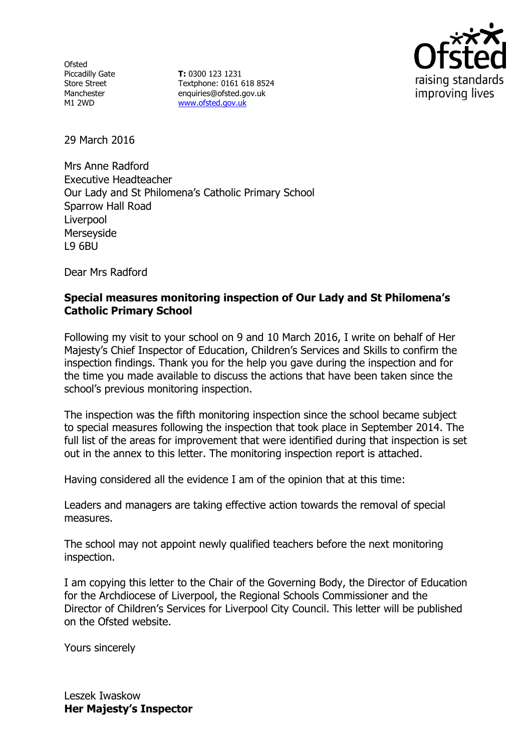Ofsted
Piccadilly Gate
Store Street
Manchester
M1 2WD

**T:** 0300 123 1231
Textphone: 0161 618 8524
enquiries@ofsted.gov.uk
www.ofsted.gov.uk

29 March 2016

Mrs Anne Radford
Executive Headteacher
Our Lady and St Philomena's Catholic Primary School
Sparrow Hall Road
Liverpool
Merseyside
L9 6BU

Dear Mrs Radford

**Special measures monitoring inspection of Our Lady and St Philomena's Catholic Primary School**

Following my visit to your school on 9 and 10 March 2016, I write on behalf of Her Majesty's Chief Inspector of Education, Children's Services and Skills to confirm the inspection findings. Thank you for the help you gave during the inspection and for the time you made available to discuss the actions that have been taken since the school's previous monitoring inspection.

The inspection was the fifth monitoring inspection since the school became subject to special measures following the inspection that took place in September 2014. The full list of the areas for improvement that were identified during that inspection is set out in the annex to this letter. The monitoring inspection report is attached.

Having considered all the evidence I am of the opinion that at this time:

Leaders and managers are taking effective action towards the removal of special measures.

The school may not appoint newly qualified teachers before the next monitoring inspection.

I am copying this letter to the Chair of the Governing Body, the Director of Education for the Archdiocese of Liverpool, the Regional Schools Commissioner and the Director of Children's Services for Liverpool City Council. This letter will be published on the Ofsted website.

Yours sincerely

Leszek Iwaskow
**Her Majesty's Inspector**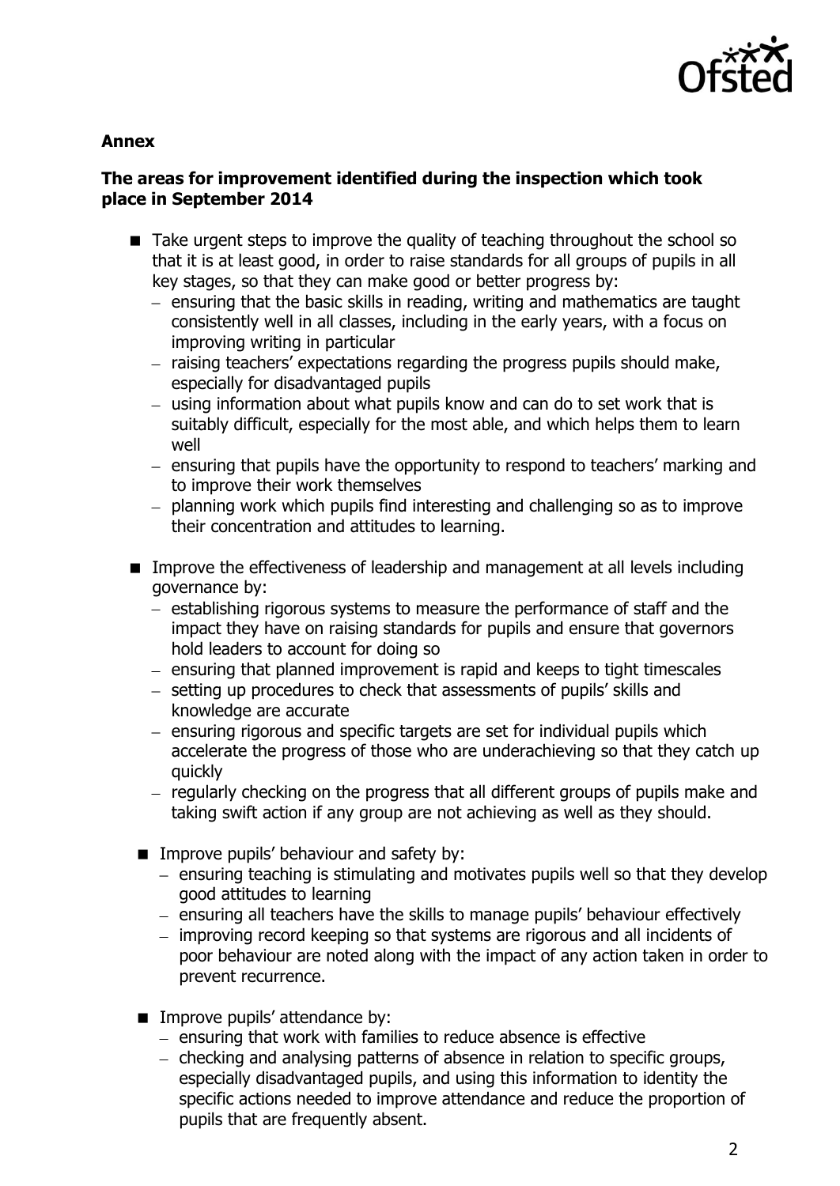**Annex**

**The areas for improvement identified during the inspection which took place in September 2014**

- Take urgent steps to improve the quality of teaching throughout the school so that it is at least good, in order to raise standards for all groups of pupils in all key stages, so that they can make good or better progress by:
  - ensuring that the basic skills in reading, writing and mathematics are taught consistently well in all classes, including in the early years, with a focus on improving writing in particular
  - raising teachers' expectations regarding the progress pupils should make, especially for disadvantaged pupils
  - using information about what pupils know and can do to set work that is suitably difficult, especially for the most able, and which helps them to learn well
  - ensuring that pupils have the opportunity to respond to teachers' marking and to improve their work themselves
  - planning work which pupils find interesting and challenging so as to improve their concentration and attitudes to learning.

- Improve the effectiveness of leadership and management at all levels including governance by:
  - establishing rigorous systems to measure the performance of staff and the impact they have on raising standards for pupils and ensure that governors hold leaders to account for doing so
  - ensuring that planned improvement is rapid and keeps to tight timescales
  - setting up procedures to check that assessments of pupils' skills and knowledge are accurate
  - ensuring rigorous and specific targets are set for individual pupils which accelerate the progress of those who are underachieving so that they catch up quickly
  - regularly checking on the progress that all different groups of pupils make and taking swift action if any group are not achieving as well as they should.

- Improve pupils' behaviour and safety by:
  - ensuring teaching is stimulating and motivates pupils well so that they develop good attitudes to learning
  - ensuring all teachers have the skills to manage pupils' behaviour effectively
  - improving record keeping so that systems are rigorous and all incidents of poor behaviour are noted along with the impact of any action taken in order to prevent recurrence.

- Improve pupils' attendance by:
  - ensuring that work with families to reduce absence is effective
  - checking and analysing patterns of absence in relation to specific groups, especially disadvantaged pupils, and using this information to identity the specific actions needed to improve attendance and reduce the proportion of pupils that are frequently absent.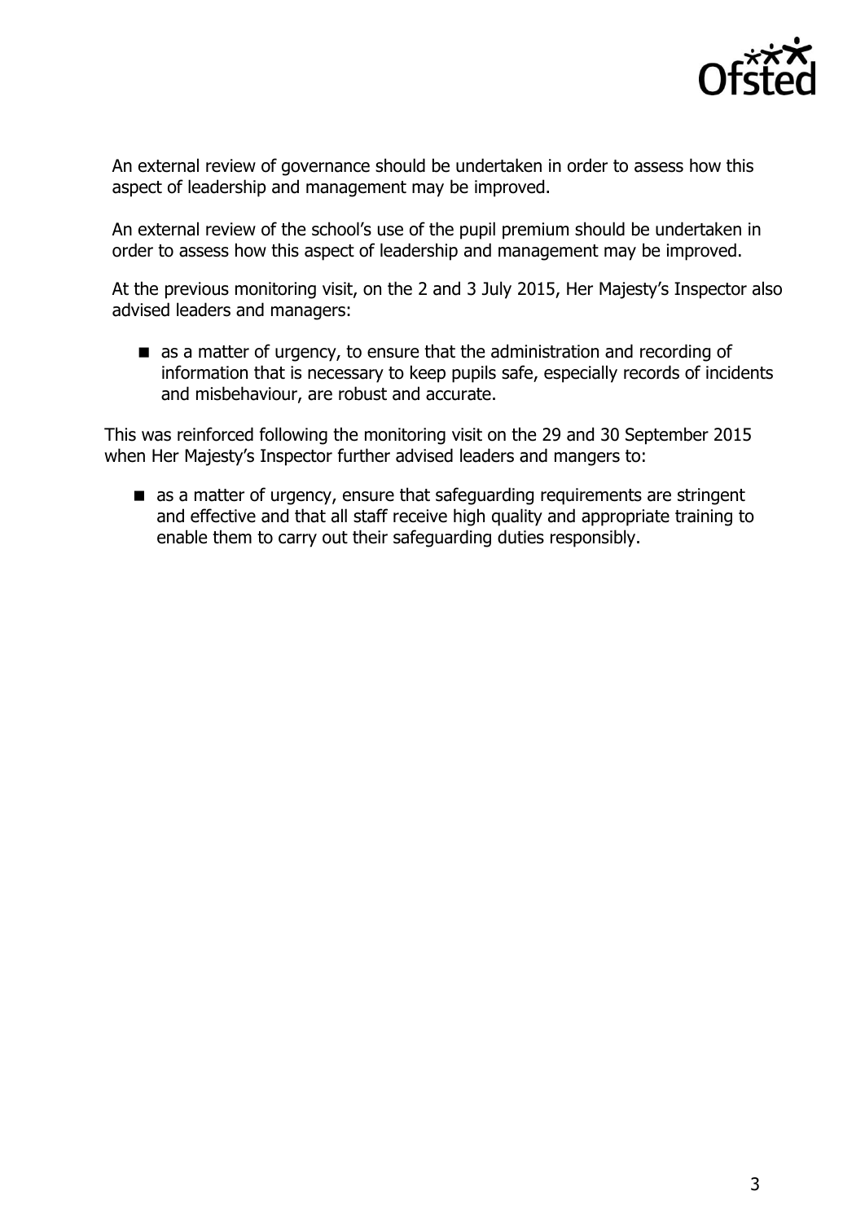An external review of governance should be undertaken in order to assess how this aspect of leadership and management may be improved.

An external review of the school's use of the pupil premium should be undertaken in order to assess how this aspect of leadership and management may be improved.

At the previous monitoring visit, on the 2 and 3 July 2015, Her Majesty's Inspector also advised leaders and managers:

- as a matter of urgency, to ensure that the administration and recording of information that is necessary to keep pupils safe, especially records of incidents and misbehaviour, are robust and accurate.

This was reinforced following the monitoring visit on the 29 and 30 September 2015 when Her Majesty's Inspector further advised leaders and mangers to:

- as a matter of urgency, ensure that safeguarding requirements are stringent and effective and that all staff receive high quality and appropriate training to enable them to carry out their safeguarding duties responsibly.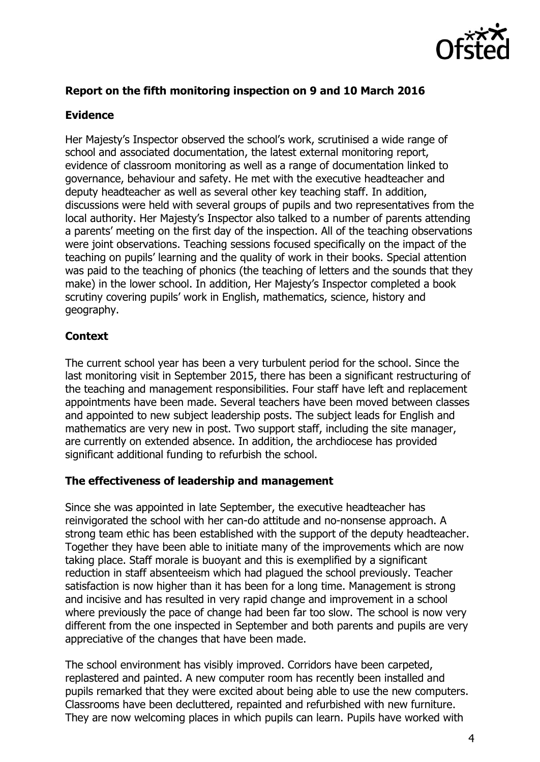## Report on the fifth monitoring inspection on 9 and 10 March 2016

### Evidence

Her Majesty's Inspector observed the school's work, scrutinised a wide range of school and associated documentation, the latest external monitoring report, evidence of classroom monitoring as well as a range of documentation linked to governance, behaviour and safety. He met with the executive headteacher and deputy headteacher as well as several other key teaching staff. In addition, discussions were held with several groups of pupils and two representatives from the local authority. Her Majesty's Inspector also talked to a number of parents attending a parents' meeting on the first day of the inspection. All of the teaching observations were joint observations. Teaching sessions focused specifically on the impact of the teaching on pupils' learning and the quality of work in their books. Special attention was paid to the teaching of phonics (the teaching of letters and the sounds that they make) in the lower school. In addition, Her Majesty's Inspector completed a book scrutiny covering pupils' work in English, mathematics, science, history and geography.

### Context

The current school year has been a very turbulent period for the school. Since the last monitoring visit in September 2015, there has been a significant restructuring of the teaching and management responsibilities. Four staff have left and replacement appointments have been made. Several teachers have been moved between classes and appointed to new subject leadership posts. The subject leads for English and mathematics are very new in post. Two support staff, including the site manager, are currently on extended absence. In addition, the archdiocese has provided significant additional funding to refurbish the school.

### The effectiveness of leadership and management

Since she was appointed in late September, the executive headteacher has reinvigorated the school with her can-do attitude and no-nonsense approach. A strong team ethic has been established with the support of the deputy headteacher. Together they have been able to initiate many of the improvements which are now taking place. Staff morale is buoyant and this is exemplified by a significant reduction in staff absenteeism which had plagued the school previously. Teacher satisfaction is now higher than it has been for a long time. Management is strong and incisive and has resulted in very rapid change and improvement in a school where previously the pace of change had been far too slow. The school is now very different from the one inspected in September and both parents and pupils are very appreciative of the changes that have been made.

The school environment has visibly improved. Corridors have been carpeted, replastered and painted. A new computer room has recently been installed and pupils remarked that they were excited about being able to use the new computers. Classrooms have been decluttered, repainted and refurbished with new furniture. They are now welcoming places in which pupils can learn. Pupils have worked with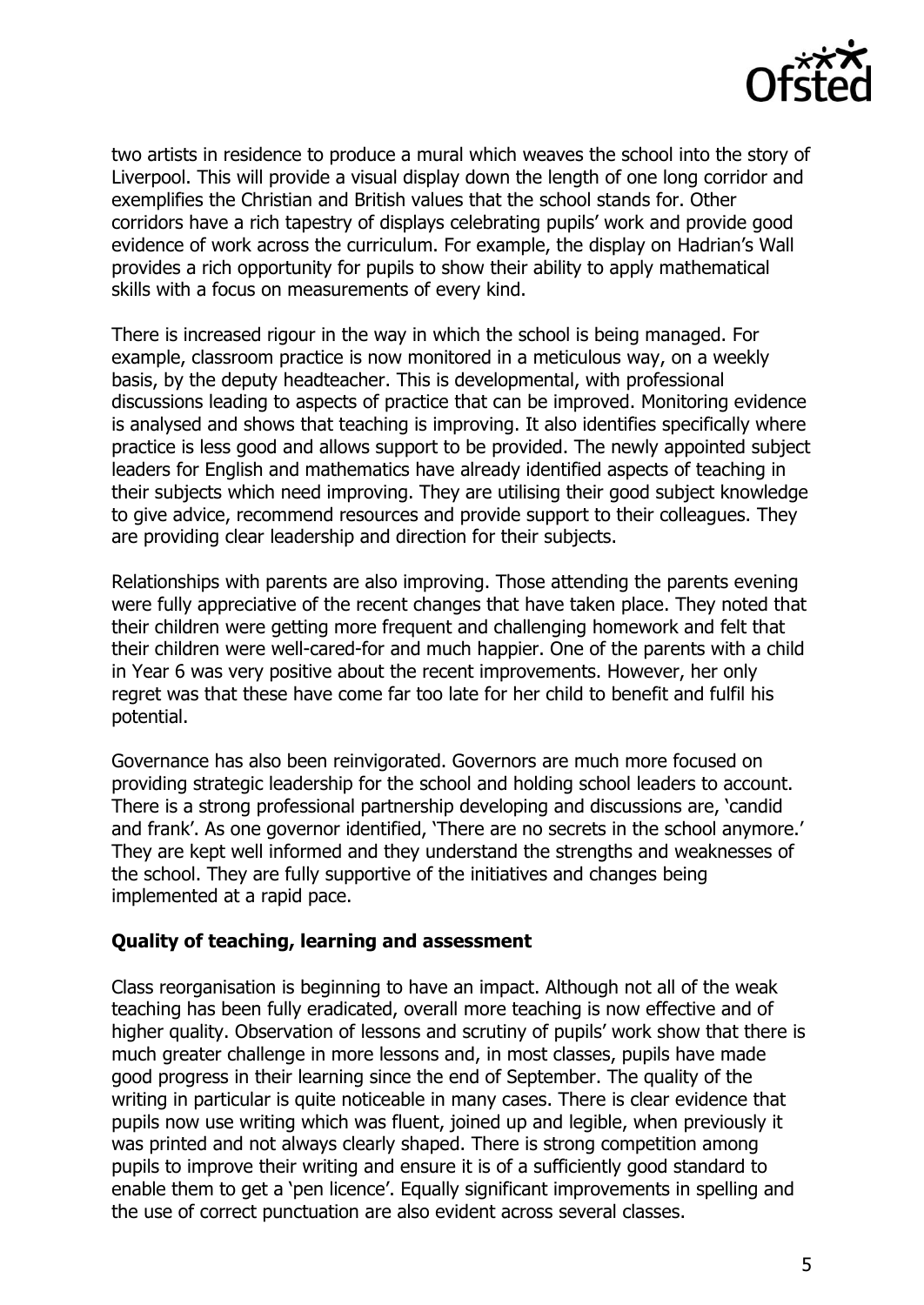two artists in residence to produce a mural which weaves the school into the story of Liverpool. This will provide a visual display down the length of one long corridor and exemplifies the Christian and British values that the school stands for. Other corridors have a rich tapestry of displays celebrating pupils' work and provide good evidence of work across the curriculum. For example, the display on Hadrian's Wall provides a rich opportunity for pupils to show their ability to apply mathematical skills with a focus on measurements of every kind.

There is increased rigour in the way in which the school is being managed. For example, classroom practice is now monitored in a meticulous way, on a weekly basis, by the deputy headteacher. This is developmental, with professional discussions leading to aspects of practice that can be improved. Monitoring evidence is analysed and shows that teaching is improving. It also identifies specifically where practice is less good and allows support to be provided. The newly appointed subject leaders for English and mathematics have already identified aspects of teaching in their subjects which need improving. They are utilising their good subject knowledge to give advice, recommend resources and provide support to their colleagues. They are providing clear leadership and direction for their subjects.

Relationships with parents are also improving. Those attending the parents evening were fully appreciative of the recent changes that have taken place. They noted that their children were getting more frequent and challenging homework and felt that their children were well-cared-for and much happier. One of the parents with a child in Year 6 was very positive about the recent improvements. However, her only regret was that these have come far too late for her child to benefit and fulfil his potential.

Governance has also been reinvigorated. Governors are much more focused on providing strategic leadership for the school and holding school leaders to account. There is a strong professional partnership developing and discussions are, 'candid and frank'. As one governor identified, 'There are no secrets in the school anymore.' They are kept well informed and they understand the strengths and weaknesses of the school. They are fully supportive of the initiatives and changes being implemented at a rapid pace.

**Quality of teaching, learning and assessment**

Class reorganisation is beginning to have an impact. Although not all of the weak teaching has been fully eradicated, overall more teaching is now effective and of higher quality. Observation of lessons and scrutiny of pupils' work show that there is much greater challenge in more lessons and, in most classes, pupils have made good progress in their learning since the end of September. The quality of the writing in particular is quite noticeable in many cases. There is clear evidence that pupils now use writing which was fluent, joined up and legible, when previously it was printed and not always clearly shaped. There is strong competition among pupils to improve their writing and ensure it is of a sufficiently good standard to enable them to get a 'pen licence'. Equally significant improvements in spelling and the use of correct punctuation are also evident across several classes.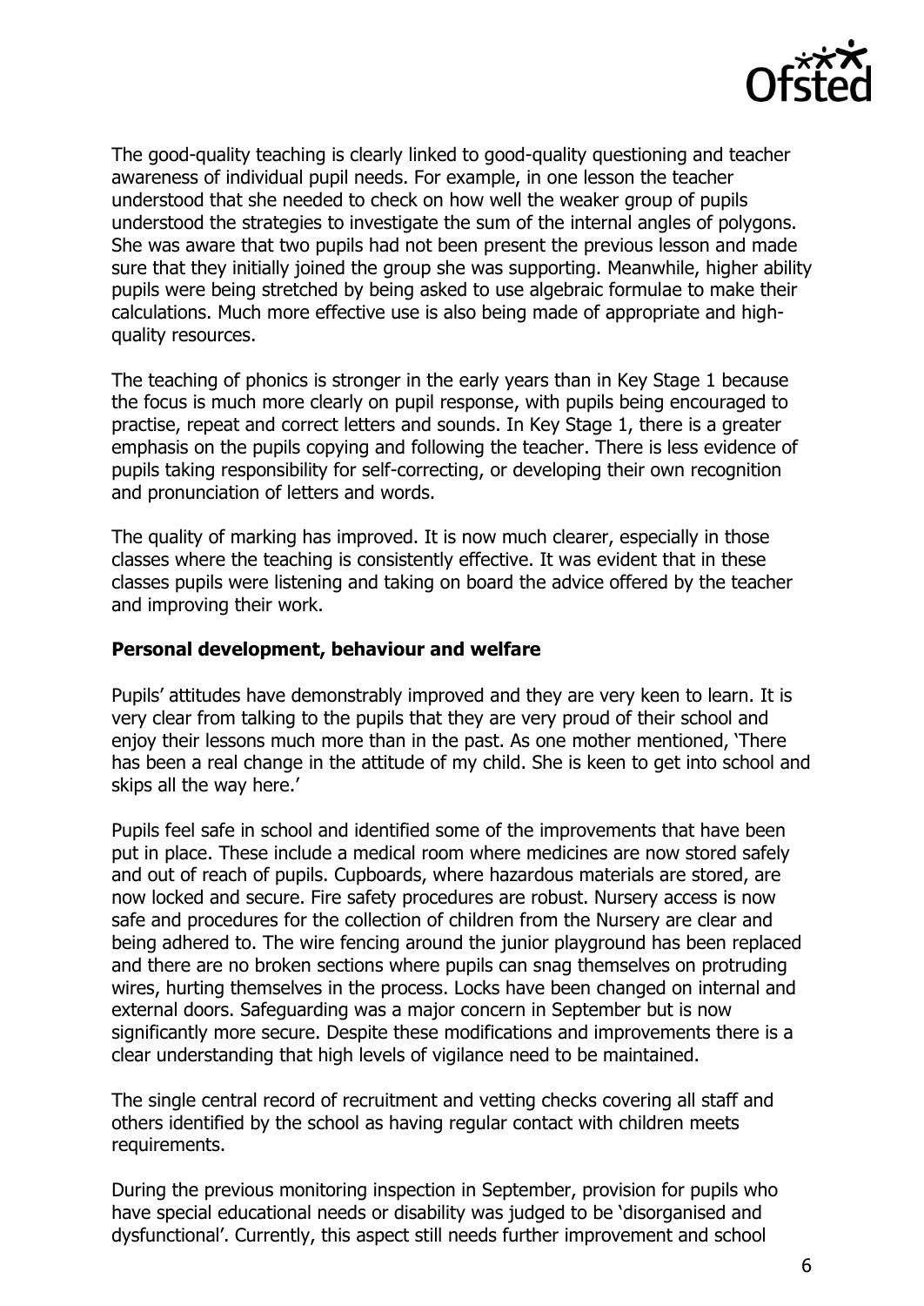The good-quality teaching is clearly linked to good-quality questioning and teacher awareness of individual pupil needs. For example, in one lesson the teacher understood that she needed to check on how well the weaker group of pupils understood the strategies to investigate the sum of the internal angles of polygons. She was aware that two pupils had not been present the previous lesson and made sure that they initially joined the group she was supporting. Meanwhile, higher ability pupils were being stretched by being asked to use algebraic formulae to make their calculations. Much more effective use is also being made of appropriate and high-quality resources.

The teaching of phonics is stronger in the early years than in Key Stage 1 because the focus is much more clearly on pupil response, with pupils being encouraged to practise, repeat and correct letters and sounds. In Key Stage 1, there is a greater emphasis on the pupils copying and following the teacher. There is less evidence of pupils taking responsibility for self-correcting, or developing their own recognition and pronunciation of letters and words.

The quality of marking has improved. It is now much clearer, especially in those classes where the teaching is consistently effective. It was evident that in these classes pupils were listening and taking on board the advice offered by the teacher and improving their work.

**Personal development, behaviour and welfare**

Pupils' attitudes have demonstrably improved and they are very keen to learn. It is very clear from talking to the pupils that they are very proud of their school and enjoy their lessons much more than in the past. As one mother mentioned, 'There has been a real change in the attitude of my child. She is keen to get into school and skips all the way here.'

Pupils feel safe in school and identified some of the improvements that have been put in place. These include a medical room where medicines are now stored safely and out of reach of pupils. Cupboards, where hazardous materials are stored, are now locked and secure. Fire safety procedures are robust. Nursery access is now safe and procedures for the collection of children from the Nursery are clear and being adhered to. The wire fencing around the junior playground has been replaced and there are no broken sections where pupils can snag themselves on protruding wires, hurting themselves in the process. Locks have been changed on internal and external doors. Safeguarding was a major concern in September but is now significantly more secure. Despite these modifications and improvements there is a clear understanding that high levels of vigilance need to be maintained.

The single central record of recruitment and vetting checks covering all staff and others identified by the school as having regular contact with children meets requirements.

During the previous monitoring inspection in September, provision for pupils who have special educational needs or disability was judged to be 'disorganised and dysfunctional'. Currently, this aspect still needs further improvement and school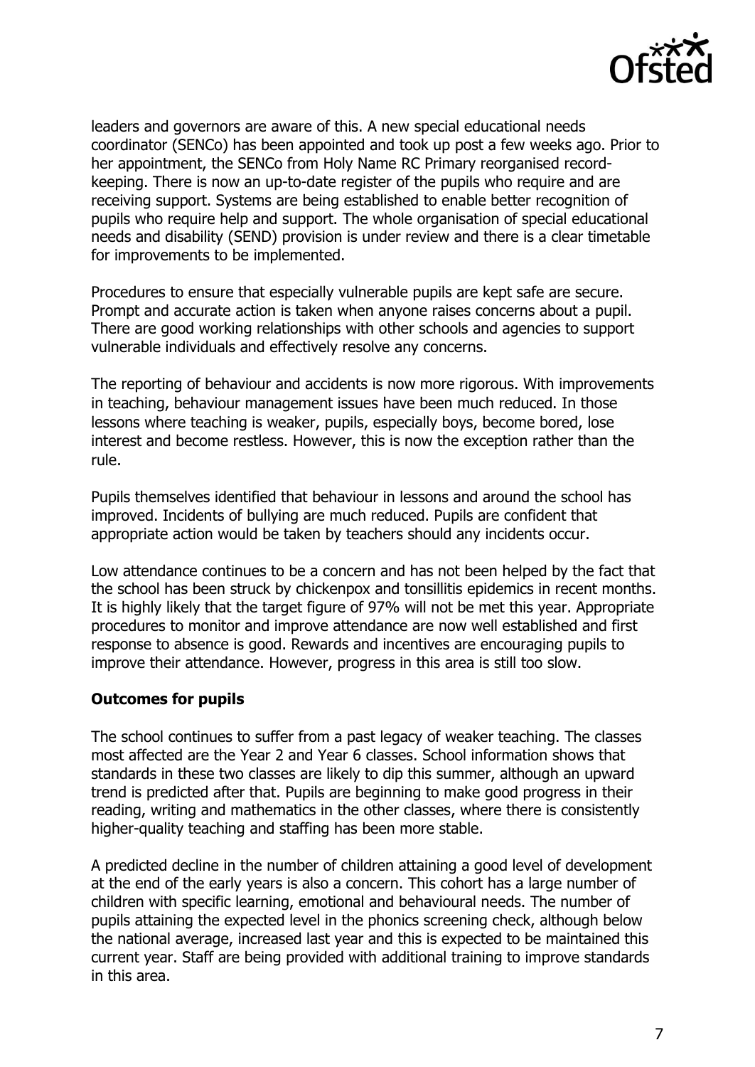leaders and governors are aware of this. A new special educational needs coordinator (SENCo) has been appointed and took up post a few weeks ago. Prior to her appointment, the SENCo from Holy Name RC Primary reorganised record-keeping. There is now an up-to-date register of the pupils who require and are receiving support. Systems are being established to enable better recognition of pupils who require help and support. The whole organisation of special educational needs and disability (SEND) provision is under review and there is a clear timetable for improvements to be implemented.

Procedures to ensure that especially vulnerable pupils are kept safe are secure. Prompt and accurate action is taken when anyone raises concerns about a pupil. There are good working relationships with other schools and agencies to support vulnerable individuals and effectively resolve any concerns.

The reporting of behaviour and accidents is now more rigorous. With improvements in teaching, behaviour management issues have been much reduced. In those lessons where teaching is weaker, pupils, especially boys, become bored, lose interest and become restless. However, this is now the exception rather than the rule.

Pupils themselves identified that behaviour in lessons and around the school has improved. Incidents of bullying are much reduced. Pupils are confident that appropriate action would be taken by teachers should any incidents occur.

Low attendance continues to be a concern and has not been helped by the fact that the school has been struck by chickenpox and tonsillitis epidemics in recent months. It is highly likely that the target figure of 97% will not be met this year. Appropriate procedures to monitor and improve attendance are now well established and first response to absence is good. Rewards and incentives are encouraging pupils to improve their attendance. However, progress in this area is still too slow.

**Outcomes for pupils**

The school continues to suffer from a past legacy of weaker teaching. The classes most affected are the Year 2 and Year 6 classes. School information shows that standards in these two classes are likely to dip this summer, although an upward trend is predicted after that. Pupils are beginning to make good progress in their reading, writing and mathematics in the other classes, where there is consistently higher-quality teaching and staffing has been more stable.

A predicted decline in the number of children attaining a good level of development at the end of the early years is also a concern. This cohort has a large number of children with specific learning, emotional and behavioural needs. The number of pupils attaining the expected level in the phonics screening check, although below the national average, increased last year and this is expected to be maintained this current year. Staff are being provided with additional training to improve standards in this area.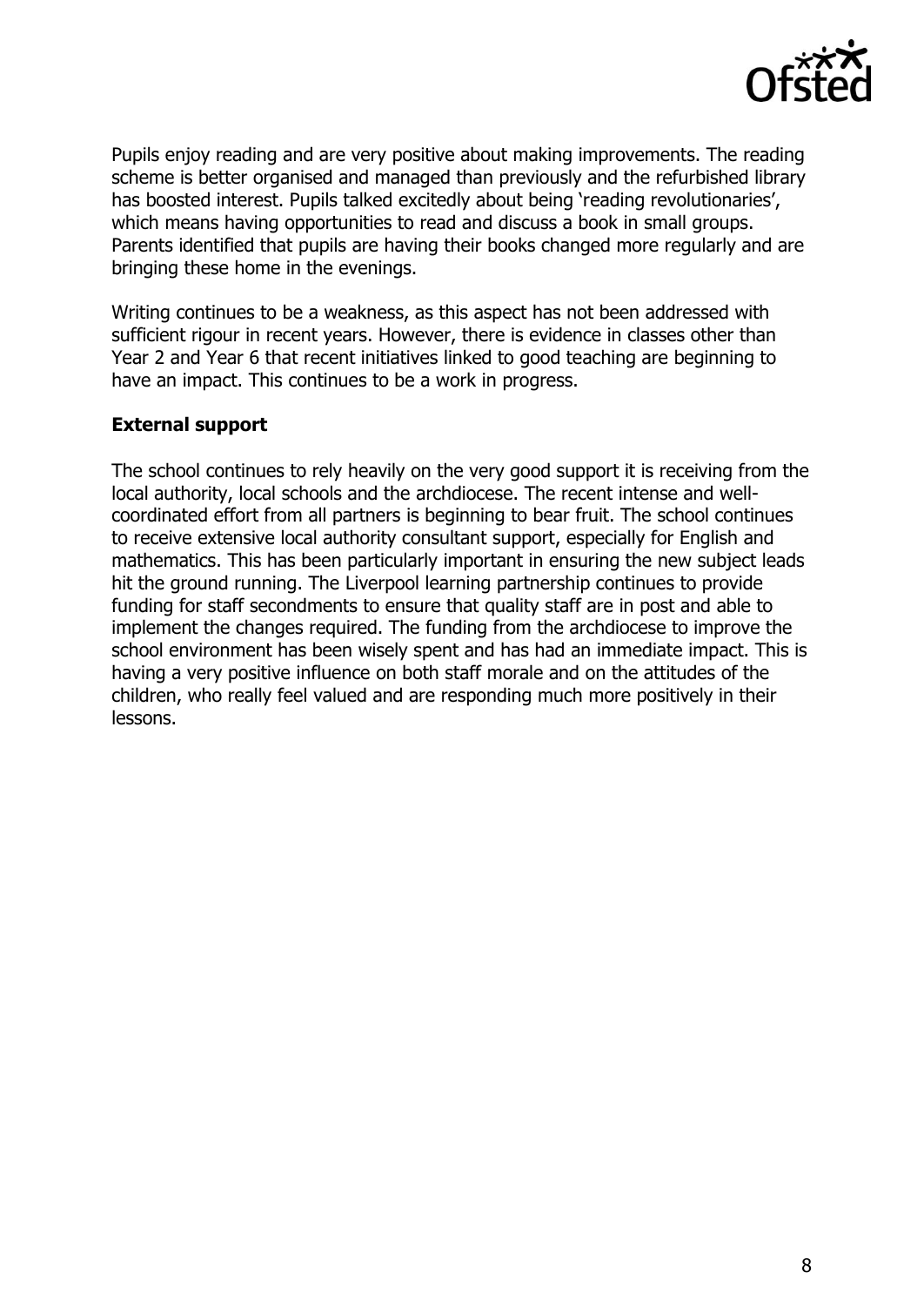Pupils enjoy reading and are very positive about making improvements. The reading scheme is better organised and managed than previously and the refurbished library has boosted interest. Pupils talked excitedly about being 'reading revolutionaries', which means having opportunities to read and discuss a book in small groups. Parents identified that pupils are having their books changed more regularly and are bringing these home in the evenings.

Writing continues to be a weakness, as this aspect has not been addressed with sufficient rigour in recent years. However, there is evidence in classes other than Year 2 and Year 6 that recent initiatives linked to good teaching are beginning to have an impact. This continues to be a work in progress.

**External support**

The school continues to rely heavily on the very good support it is receiving from the local authority, local schools and the archdiocese. The recent intense and well-coordinated effort from all partners is beginning to bear fruit. The school continues to receive extensive local authority consultant support, especially for English and mathematics. This has been particularly important in ensuring the new subject leads hit the ground running. The Liverpool learning partnership continues to provide funding for staff secondments to ensure that quality staff are in post and able to implement the changes required. The funding from the archdiocese to improve the school environment has been wisely spent and has had an immediate impact. This is having a very positive influence on both staff morale and on the attitudes of the children, who really feel valued and are responding much more positively in their lessons.